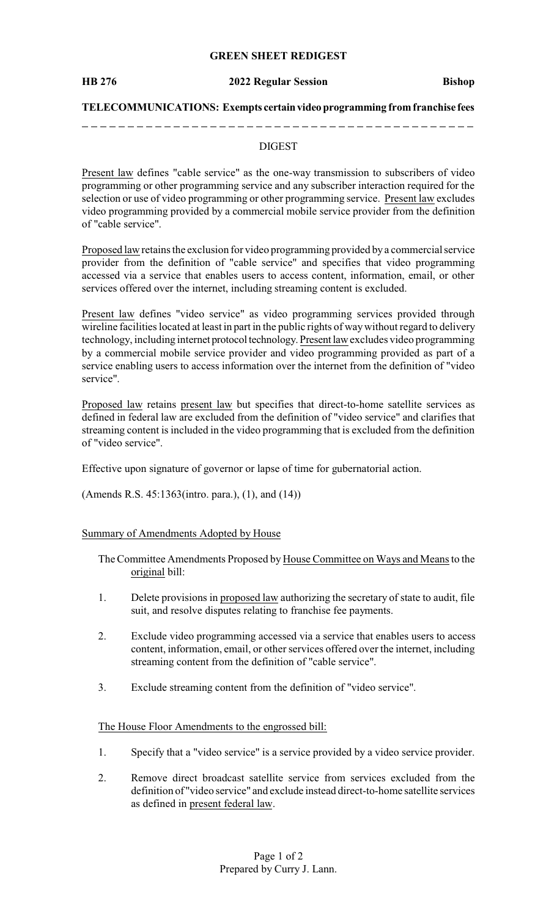**GREEN SHEET REDIGEST**

**HB 276** **2022 Regular Session** **Bishop**

**TELECOMMUNICATIONS: Exempts certain video programming from franchise fees**

## DIGEST

Present law defines "cable service" as the one-way transmission to subscribers of video programming or other programming service and any subscriber interaction required for the selection or use of video programming or other programming service. Present law excludes video programming provided by a commercial mobile service provider from the definition of "cable service".

Proposed law retains the exclusion for video programming provided by a commercial service provider from the definition of "cable service" and specifies that video programming accessed via a service that enables users to access content, information, email, or other services offered over the internet, including streaming content is excluded.

Present law defines "video service" as video programming services provided through wireline facilities located at least in part in the public rights of way without regard to delivery technology, including internet protocol technology. Present law excludes video programming by a commercial mobile service provider and video programming provided as part of a service enabling users to access information over the internet from the definition of "video service".

Proposed law retains present law but specifies that direct-to-home satellite services as defined in federal law are excluded from the definition of "video service" and clarifies that streaming content is included in the video programming that is excluded from the definition of "video service".

Effective upon signature of governor or lapse of time for gubernatorial action.

(Amends R.S. 45:1363(intro. para.), (1), and (14))

Summary of Amendments Adopted by House

The Committee Amendments Proposed by House Committee on Ways and Means to the original bill:

1. Delete provisions in proposed law authorizing the secretary of state to audit, file suit, and resolve disputes relating to franchise fee payments.
2. Exclude video programming accessed via a service that enables users to access content, information, email, or other services offered over the internet, including streaming content from the definition of "cable service".
3. Exclude streaming content from the definition of "video service".

The House Floor Amendments to the engrossed bill:

1. Specify that a "video service" is a service provided by a video service provider.
2. Remove direct broadcast satellite service from services excluded from the definition of "video service" and exclude instead direct-to-home satellite services as defined in present federal law.

Prepared by Curry J. Lann.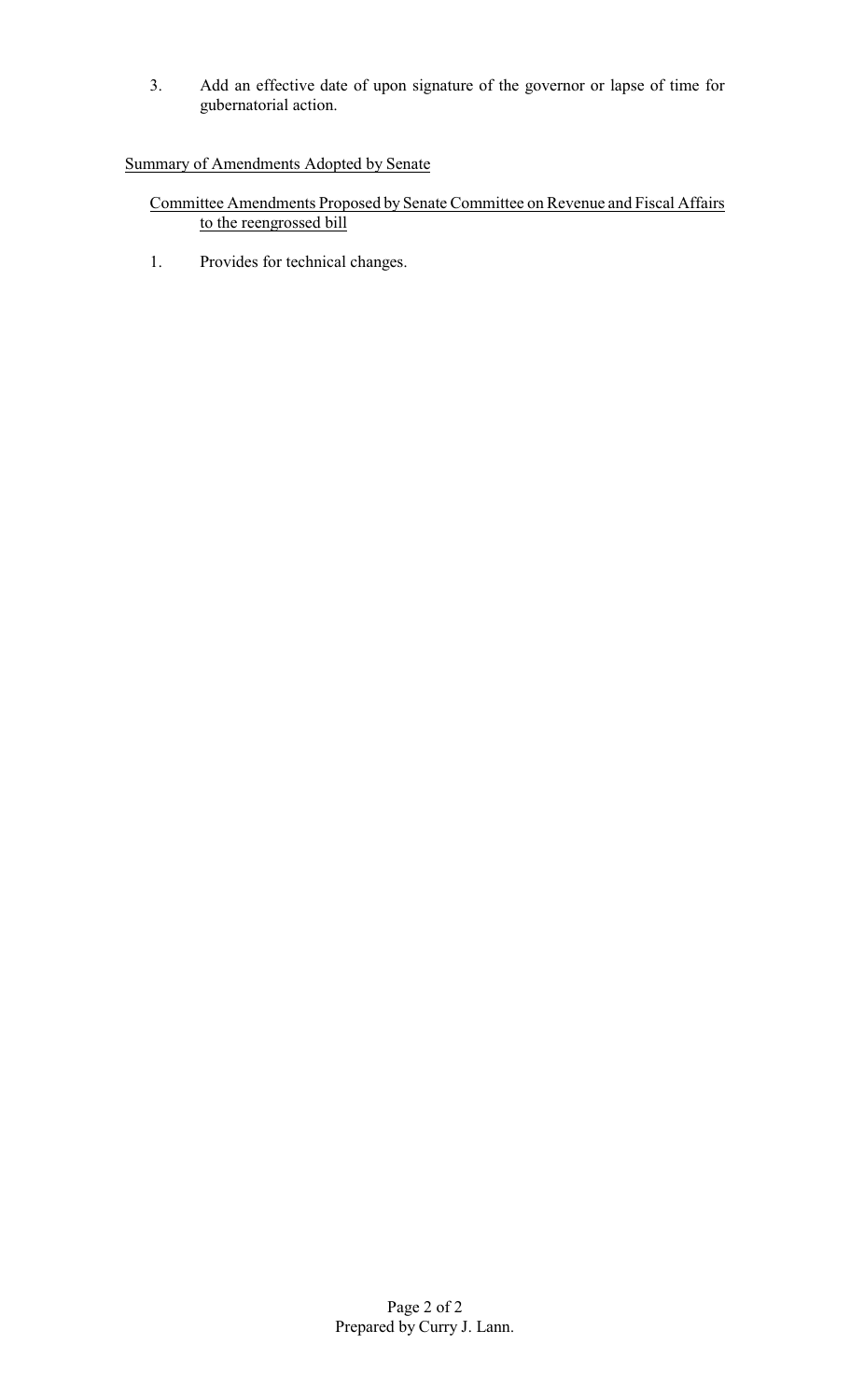3. Add an effective date of upon signature of the governor or lapse of time for gubernatorial action.

Summary of Amendments Adopted by Senate

Committee Amendments Proposed by Senate Committee on Revenue and Fiscal Affairs to the reengrossed bill

1. Provides for technical changes.

Prepared by Curry J. Lann.